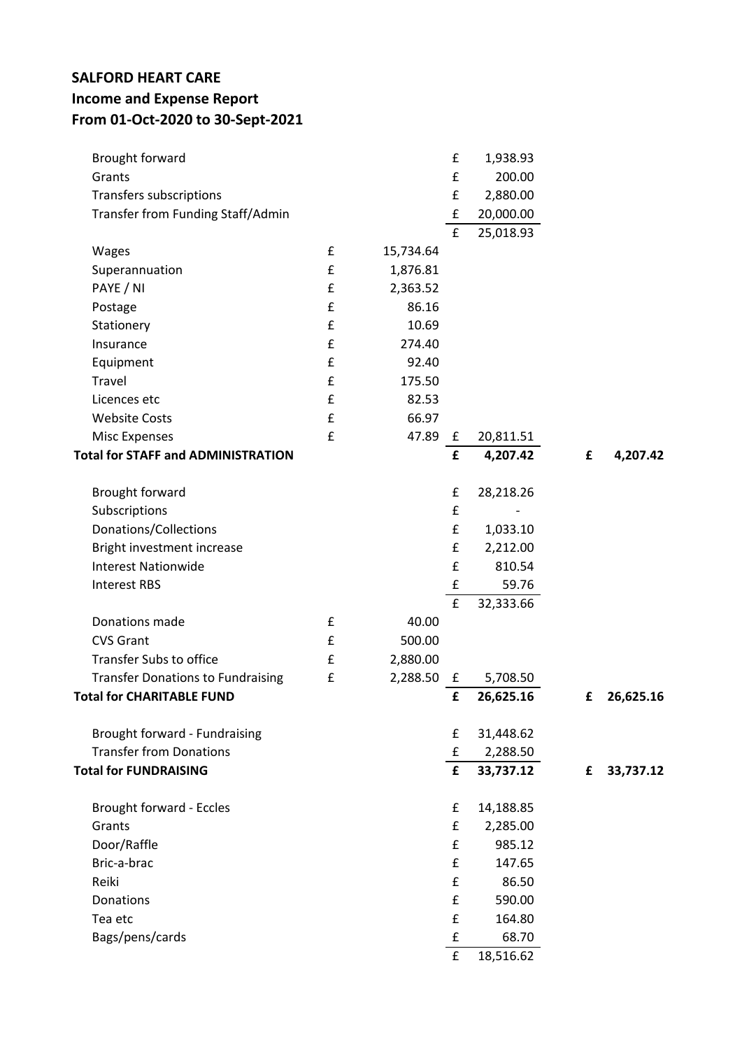**SALFORD HEART CARE**
**Income and Expense Report**
**From 01-Oct-2020 to 30-Sept-2021**

| | | | | | | |
|---|---|---|---|---|---|---|
| Brought forward | | | £ | 1,938.93 | | |
| Grants | | | £ | 200.00 | | |
| Transfers subscriptions | | | £ | 2,880.00 | | |
| Transfer from Funding Staff/Admin | | | £ | 20,000.00 | | |
| | | | £ | 25,018.93 | | |
| Wages | £ | 15,734.64 | | | | |
| Superannuation | £ | 1,876.81 | | | | |
| PAYE / NI | £ | 2,363.52 | | | | |
| Postage | £ | 86.16 | | | | |
| Stationery | £ | 10.69 | | | | |
| Insurance | £ | 274.40 | | | | |
| Equipment | £ | 92.40 | | | | |
| Travel | £ | 175.50 | | | | |
| Licences etc | £ | 82.53 | | | | |
| Website Costs | £ | 66.97 | | | | |
| Misc Expenses | £ | 47.89 | £ | 20,811.51 | | |
| **Total for STAFF and ADMINISTRATION** | | | **£** | **4,207.42** | **£** | **4,207.42** |
| | | | | | | |
| Brought forward | | | £ | 28,218.26 | | |
| Subscriptions | | | £ | - | | |
| Donations/Collections | | | £ | 1,033.10 | | |
| Bright investment increase | | | £ | 2,212.00 | | |
| Interest Nationwide | | | £ | 810.54 | | |
| Interest RBS | | | £ | 59.76 | | |
| | | | £ | 32,333.66 | | |
| Donations made | £ | 40.00 | | | | |
| CVS Grant | £ | 500.00 | | | | |
| Transfer Subs to office | £ | 2,880.00 | | | | |
| Transfer Donations to Fundraising | £ | 2,288.50 | £ | 5,708.50 | | |
| **Total for CHARITABLE FUND** | | | **£** | **26,625.16** | **£** | **26,625.16** |
| | | | | | | |
| Brought forward - Fundraising | | | £ | 31,448.62 | | |
| Transfer from Donations | | | £ | 2,288.50 | | |
| **Total for FUNDRAISING** | | | **£** | **33,737.12** | **£** | **33,737.12** |
| | | | | | | |
| Brought forward - Eccles | | | £ | 14,188.85 | | |
| Grants | | | £ | 2,285.00 | | |
| Door/Raffle | | | £ | 985.12 | | |
| Bric-a-brac | | | £ | 147.65 | | |
| Reiki | | | £ | 86.50 | | |
| Donations | | | £ | 590.00 | | |
| Tea etc | | | £ | 164.80 | | |
| Bags/pens/cards | | | £ | 68.70 | | |
| | | | £ | 18,516.62 | | |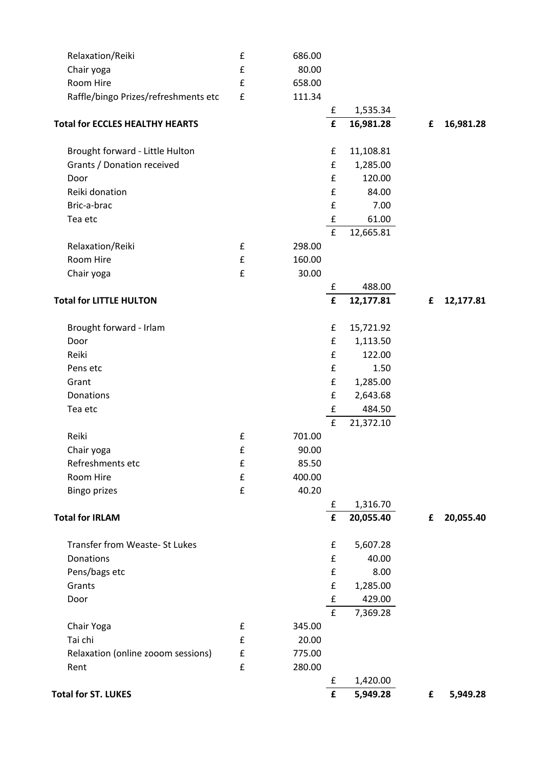| | | | | | | |
|---|---|---|---|---|---|---|
| Relaxation/Reiki | £ | 686.00 | | | | |
| Chair yoga | £ | 80.00 | | | | |
| Room Hire | £ | 658.00 | | | | |
| Raffle/bingo Prizes/refreshments etc | £ | 111.34 | | | | |
| | | | £ | 1,535.34 | | |
| **Total for ECCLES HEALTHY HEARTS** | | | **£** | **16,981.28** | **£** | **16,981.28** |
| | | | | | | |
| Brought forward - Little Hulton | | | £ | 11,108.81 | | |
| Grants / Donation received | | | £ | 1,285.00 | | |
| Door | | | £ | 120.00 | | |
| Reiki donation | | | £ | 84.00 | | |
| Bric-a-brac | | | £ | 7.00 | | |
| Tea etc | | | £ | 61.00 | | |
| | | | £ | 12,665.81 | | |
| Relaxation/Reiki | £ | 298.00 | | | | |
| Room Hire | £ | 160.00 | | | | |
| Chair yoga | £ | 30.00 | | | | |
| | | | £ | 488.00 | | |
| **Total for LITTLE HULTON** | | | **£** | **12,177.81** | **£** | **12,177.81** |
| | | | | | | |
| Brought forward - Irlam | | | £ | 15,721.92 | | |
| Door | | | £ | 1,113.50 | | |
| Reiki | | | £ | 122.00 | | |
| Pens etc | | | £ | 1.50 | | |
| Grant | | | £ | 1,285.00 | | |
| Donations | | | £ | 2,643.68 | | |
| Tea etc | | | £ | 484.50 | | |
| | | | £ | 21,372.10 | | |
| Reiki | £ | 701.00 | | | | |
| Chair yoga | £ | 90.00 | | | | |
| Refreshments etc | £ | 85.50 | | | | |
| Room Hire | £ | 400.00 | | | | |
| Bingo prizes | £ | 40.20 | | | | |
| | | | £ | 1,316.70 | | |
| **Total for IRLAM** | | | **£** | **20,055.40** | **£** | **20,055.40** |
| | | | | | | |
| Transfer from Weaste- St Lukes | | | £ | 5,607.28 | | |
| Donations | | | £ | 40.00 | | |
| Pens/bags etc | | | £ | 8.00 | | |
| Grants | | | £ | 1,285.00 | | |
| Door | | | £ | 429.00 | | |
| | | | £ | 7,369.28 | | |
| Chair Yoga | £ | 345.00 | | | | |
| Tai chi | £ | 20.00 | | | | |
| Relaxation (online zooom sessions) | £ | 775.00 | | | | |
| Rent | £ | 280.00 | | | | |
| | | | £ | 1,420.00 | | |
| **Total for ST. LUKES** | | | **£** | **5,949.28** | **£** | **5,949.28** |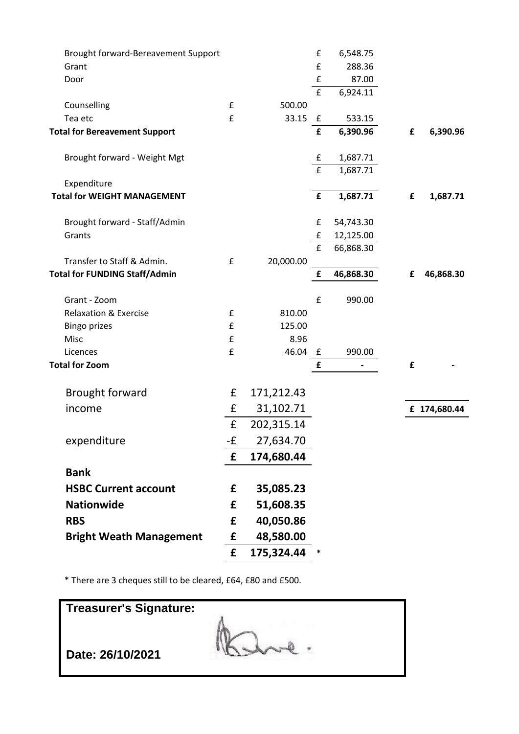| | | | | | | |
|---|---|---|---|---|---|---|
| Brought forward-Bereavement Support | | | £ | 6,548.75 | | |
| Grant | | | £ | 288.36 | | |
| Door | | | £ | 87.00 | | |
| | | | £ | 6,924.11 | | |
| Counselling | £ | 500.00 | | | | |
| Tea etc | £ | 33.15 | £ | 533.15 | | |
| **Total for Bereavement Support** | | | **£** | **6,390.96** | **£** | **6,390.96** |
| Brought forward - Weight Mgt | | | £ | 1,687.71 | | |
| | | | £ | 1,687.71 | | |
| Expenditure | | | | | | |
| **Total for WEIGHT MANAGEMENT** | | | **£** | **1,687.71** | **£** | **1,687.71** |
| Brought forward - Staff/Admin | | | £ | 54,743.30 | | |
| Grants | | | £ | 12,125.00 | | |
| | | | £ | 66,868.30 | | |
| Transfer to Staff & Admin. | £ | 20,000.00 | | | | |
| **Total for FUNDING Staff/Admin** | | | **£** | **46,868.30** | **£** | **46,868.30** |
| Grant - Zoom | | | £ | 990.00 | | |
| Relaxation & Exercise | £ | 810.00 | | | | |
| Bingo prizes | £ | 125.00 | | | | |
| Misc | £ | 8.96 | | | | |
| Licences | £ | 46.04 | £ | 990.00 | | |
| **Total for Zoom** | | | **£** | **-** | **£** | **-** |
| Brought forward | £ | 171,212.43 | | | | |
| income | £ | 31,102.71 | | | | **£ 174,680.44** |
| | £ | 202,315.14 | | | | |
| expenditure | -£ | 27,634.70 | | | | |
| | **£** | **174,680.44** | | | | |
| **Bank** | | | | | | |
| **HSBC Current account** | **£** | **35,085.23** | | | | |
| **Nationwide** | **£** | **51,608.35** | | | | |
| **RBS** | **£** | **40,050.86** | | | | |
| **Bright Weath Management** | **£** | **48,580.00** | | | | |
| | **£** | **175,324.44** | * | | | |

* There are 3 cheques still to be cleared, £64, £80 and £500.

**Treasurer's Signature:**

**Date: 26/10/2021**